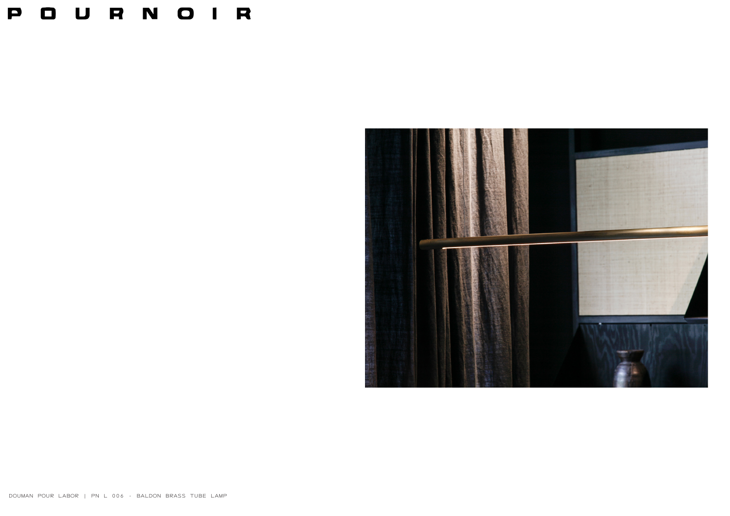# POURNOIR

DOUMAN POUR LABOR | PN L 006 - BALDON BRASS TUBE LAMP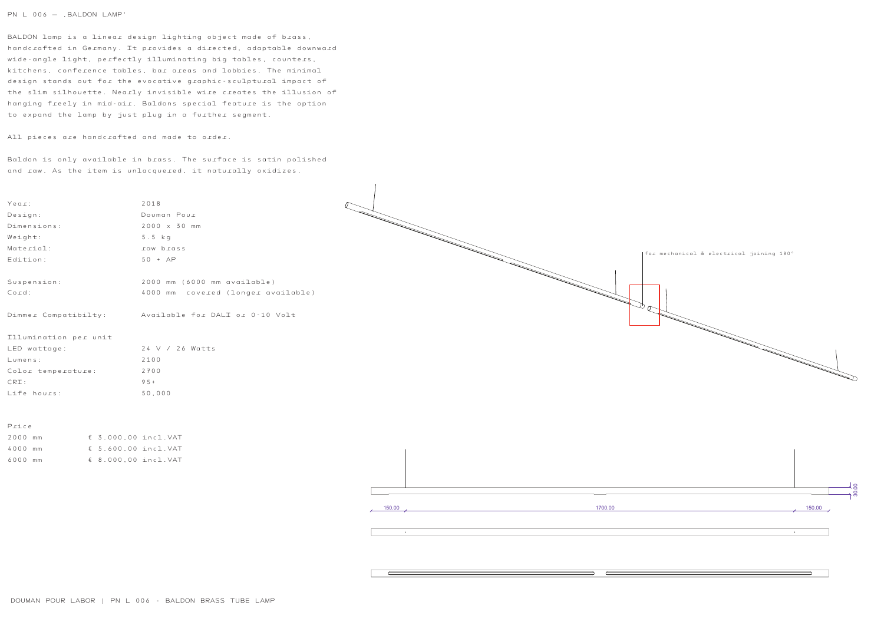# PN L 006 – ‚BALDON LAMP'

BALDON lamp is a linear design lighting object made of brass, handcrafted in Germany. It provides a directed, adaptable downward wide-angle light, perfectly illuminating big tables, counters, kitchens, conference tables, bar areas and lobbies. The minimal design stands out for the evocative graphic-sculptural impact of the slim silhouette. Nearly invisible wire creates the illusion of hanging freely in mid-air. Baldons special feature is the option to expand the lamp by just plug in a further segment.

All pieces are handcrafted and made to order.

Baldon is only available in brass. The surface is satin polished and raw. As the item is unlacquered, it naturally oxidizes.

| | |
|---|---|
| Year: | 2018 |
| Design: | Douman Pour |
| Dimensions: | 2000 x 30 mm |
| Weight: | 5.5 kg |
| Material: | raw brass |
| Edition: | 50 + AP |
| | |
| Suspension: | 2000 mm (6000 mm available) |
| Cord: | 4000 mm covered (longer available) |
| | |
| Dimmer Compatibilty: | Available for DALI or 0-10 Volt |
| | |
| Illumination per unit | |
| LED wattage: | 24 V / 26 Watts |
| Lumens: | 2100 |
| Color temperature: | 2700 |
| CRI: | 95+ |
| Life hours: | 50,000 |

Price

| | |
|---|---|
| 2000 mm | € 3.000,00 incl.VAT |
| 4000 mm | € 5.600,00 incl.VAT |
| 6000 mm | € 8.000,00 incl.VAT |

for mechanical & electrical joining 180°

150.00 | 1700.00 | 150.00 | 30.00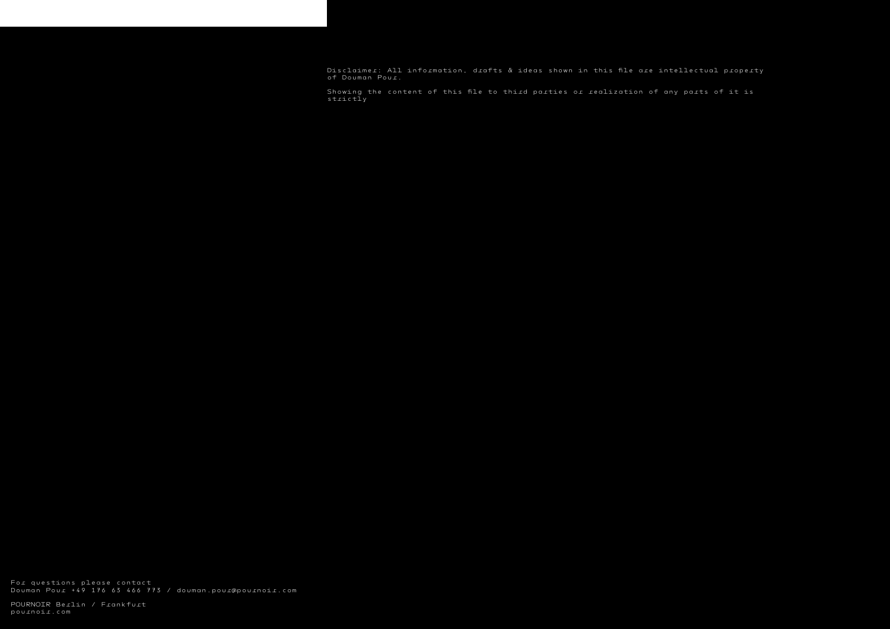Disclaimer: All information, drafts & ideas shown in this file are intellectual property of Douman Pour.

Showing the content of this file to third parties or realization of any parts of it is strictly

For questions please contact
Douman Pour +49 176 63 466 773 / douman.pour@pournoir.com

POURNOIR Berlin / Frankfurt
pournoir.com